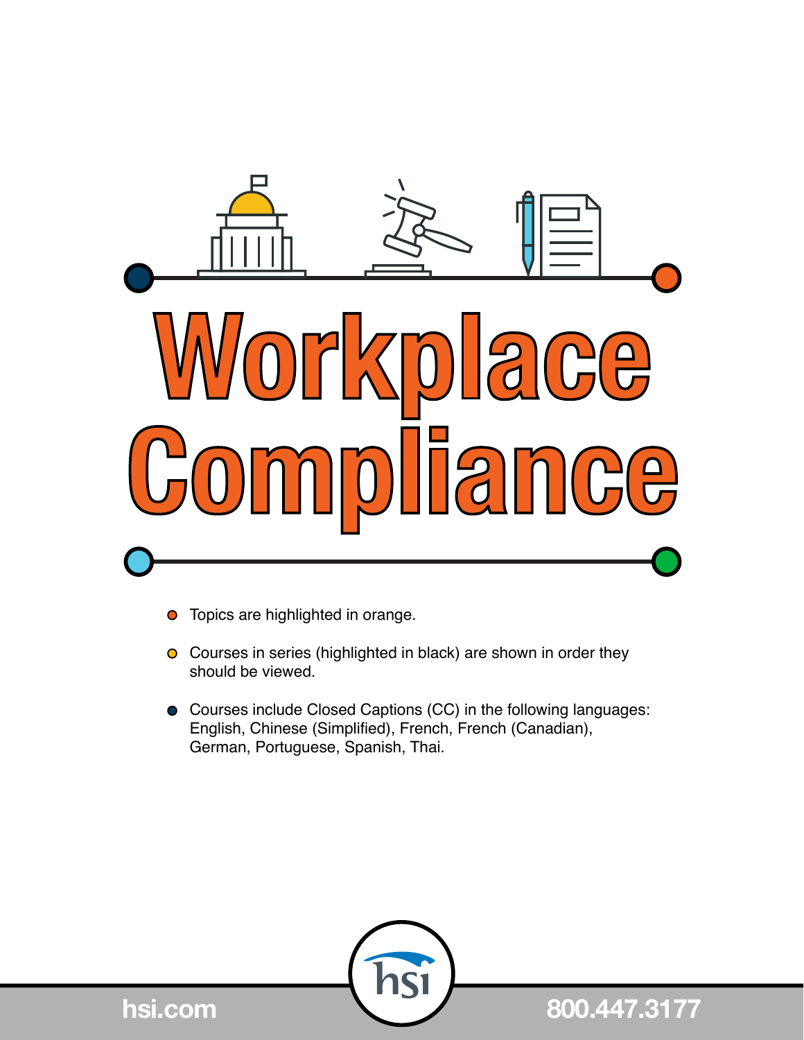# Workplace Compliance

- Topics are highlighted in orange.
- Courses in series (highlighted in black) are shown in order they should be viewed.
- Courses include Closed Captions (CC) in the following languages: English, Chinese (Simplified), French, French (Canadian), German, Portuguese, Spanish, Thai.

hsi.com

800.447.3177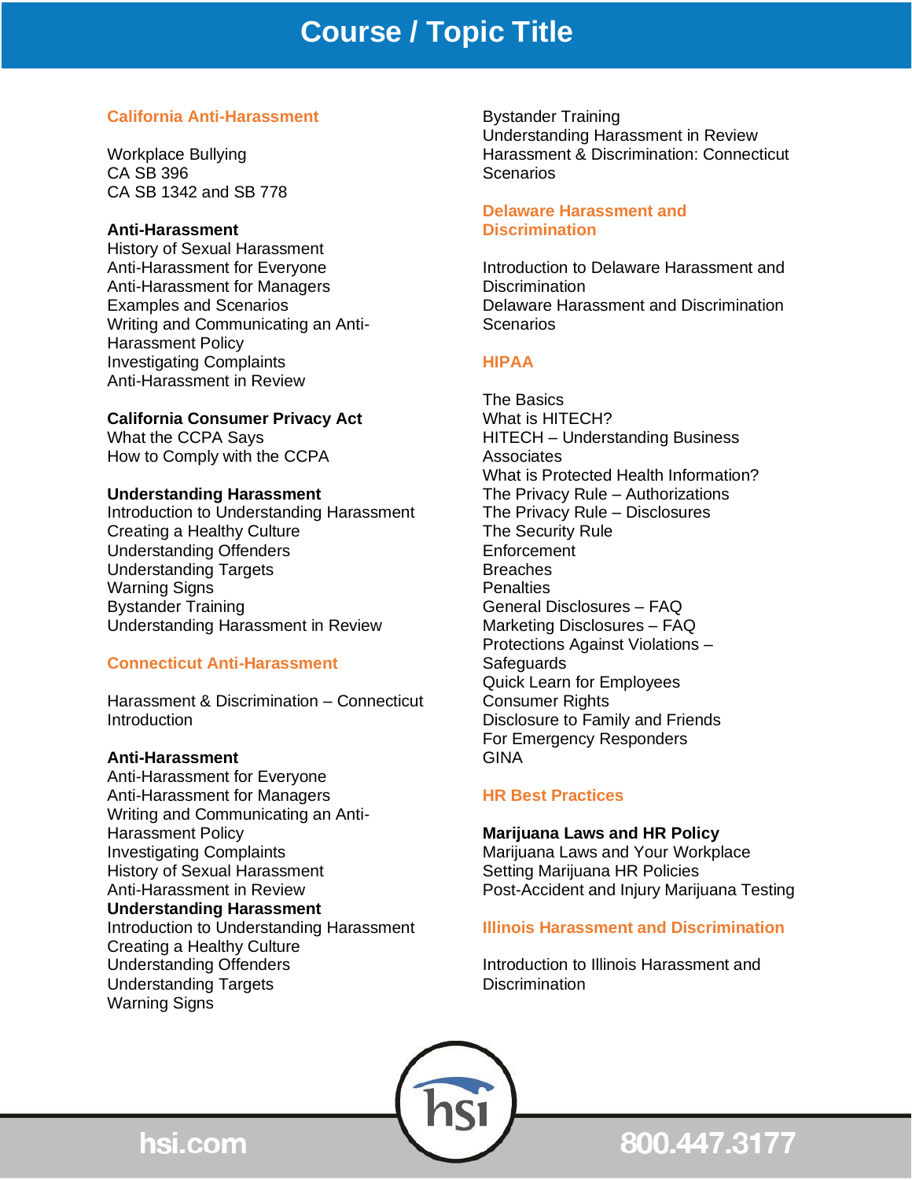# Course / Topic Title

## California Anti-Harassment

Workplace Bullying
CA SB 396
CA SB 1342 and SB 778

**Anti-Harassment**
History of Sexual Harassment
Anti-Harassment for Everyone
Anti-Harassment for Managers
Examples and Scenarios
Writing and Communicating an Anti-Harassment Policy
Investigating Complaints
Anti-Harassment in Review

**California Consumer Privacy Act**
What the CCPA Says
How to Comply with the CCPA

**Understanding Harassment**
Introduction to Understanding Harassment
Creating a Healthy Culture
Understanding Offenders
Understanding Targets
Warning Signs
Bystander Training
Understanding Harassment in Review

## Connecticut Anti-Harassment

Harassment & Discrimination – Connecticut Introduction

**Anti-Harassment**
Anti-Harassment for Everyone
Anti-Harassment for Managers
Writing and Communicating an Anti-Harassment Policy
Investigating Complaints
History of Sexual Harassment
Anti-Harassment in Review
**Understanding Harassment**
Introduction to Understanding Harassment
Creating a Healthy Culture
Understanding Offenders
Understanding Targets
Warning Signs
Bystander Training
Understanding Harassment in Review
Harassment & Discrimination: Connecticut Scenarios

## Delaware Harassment and Discrimination

Introduction to Delaware Harassment and Discrimination
Delaware Harassment and Discrimination Scenarios

## HIPAA

The Basics
What is HITECH?
HITECH – Understanding Business Associates
What is Protected Health Information?
The Privacy Rule – Authorizations
The Privacy Rule – Disclosures
The Security Rule
Enforcement
Breaches
Penalties
General Disclosures – FAQ
Marketing Disclosures – FAQ
Protections Against Violations – Safeguards
Quick Learn for Employees
Consumer Rights
Disclosure to Family and Friends
For Emergency Responders
GINA

## HR Best Practices

**Marijuana Laws and HR Policy**
Marijuana Laws and Your Workplace
Setting Marijuana HR Policies
Post-Accident and Injury Marijuana Testing

## Illinois Harassment and Discrimination

Introduction to Illinois Harassment and Discrimination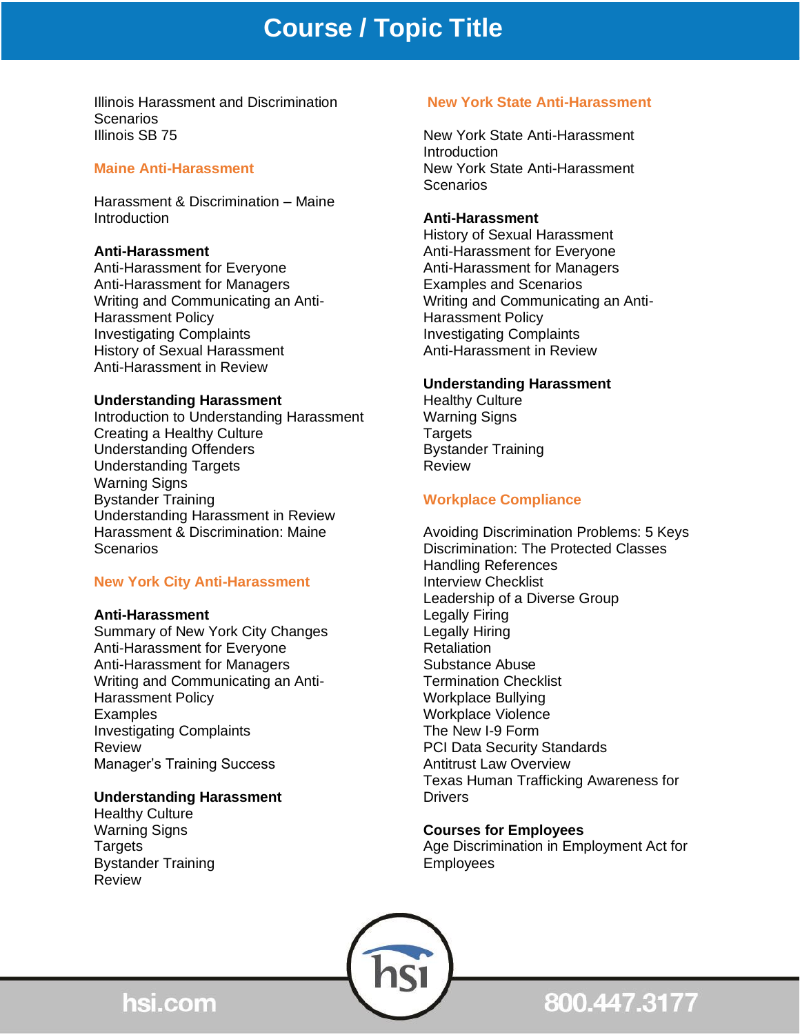# Course / Topic Title

Illinois Harassment and Discrimination Scenarios
Illinois SB 75

## Maine Anti-Harassment

Harassment & Discrimination – Maine Introduction

**Anti-Harassment**
Anti-Harassment for Everyone
Anti-Harassment for Managers
Writing and Communicating an Anti-Harassment Policy
Investigating Complaints
History of Sexual Harassment
Anti-Harassment in Review

**Understanding Harassment**
Introduction to Understanding Harassment
Creating a Healthy Culture
Understanding Offenders
Understanding Targets
Warning Signs
Bystander Training
Understanding Harassment in Review
Harassment & Discrimination: Maine Scenarios

## New York City Anti-Harassment

**Anti-Harassment**
Summary of New York City Changes
Anti-Harassment for Everyone
Anti-Harassment for Managers
Writing and Communicating an Anti-Harassment Policy
Examples
Investigating Complaints
Review
Manager's Training Success

**Understanding Harassment**
Healthy Culture
Warning Signs
Targets
Bystander Training
Review

## New York State Anti-Harassment

New York State Anti-Harassment Introduction
New York State Anti-Harassment Scenarios

**Anti-Harassment**
History of Sexual Harassment
Anti-Harassment for Everyone
Anti-Harassment for Managers
Examples and Scenarios
Writing and Communicating an Anti-Harassment Policy
Investigating Complaints
Anti-Harassment in Review

**Understanding Harassment**
Healthy Culture
Warning Signs
Targets
Bystander Training
Review

## Workplace Compliance

Avoiding Discrimination Problems: 5 Keys
Discrimination: The Protected Classes
Handling References
Interview Checklist
Leadership of a Diverse Group
Legally Firing
Legally Hiring
Retaliation
Substance Abuse
Termination Checklist
Workplace Bullying
Workplace Violence
The New I-9 Form
PCI Data Security Standards
Antitrust Law Overview
Texas Human Trafficking Awareness for Drivers

**Courses for Employees**
Age Discrimination in Employment Act for Employees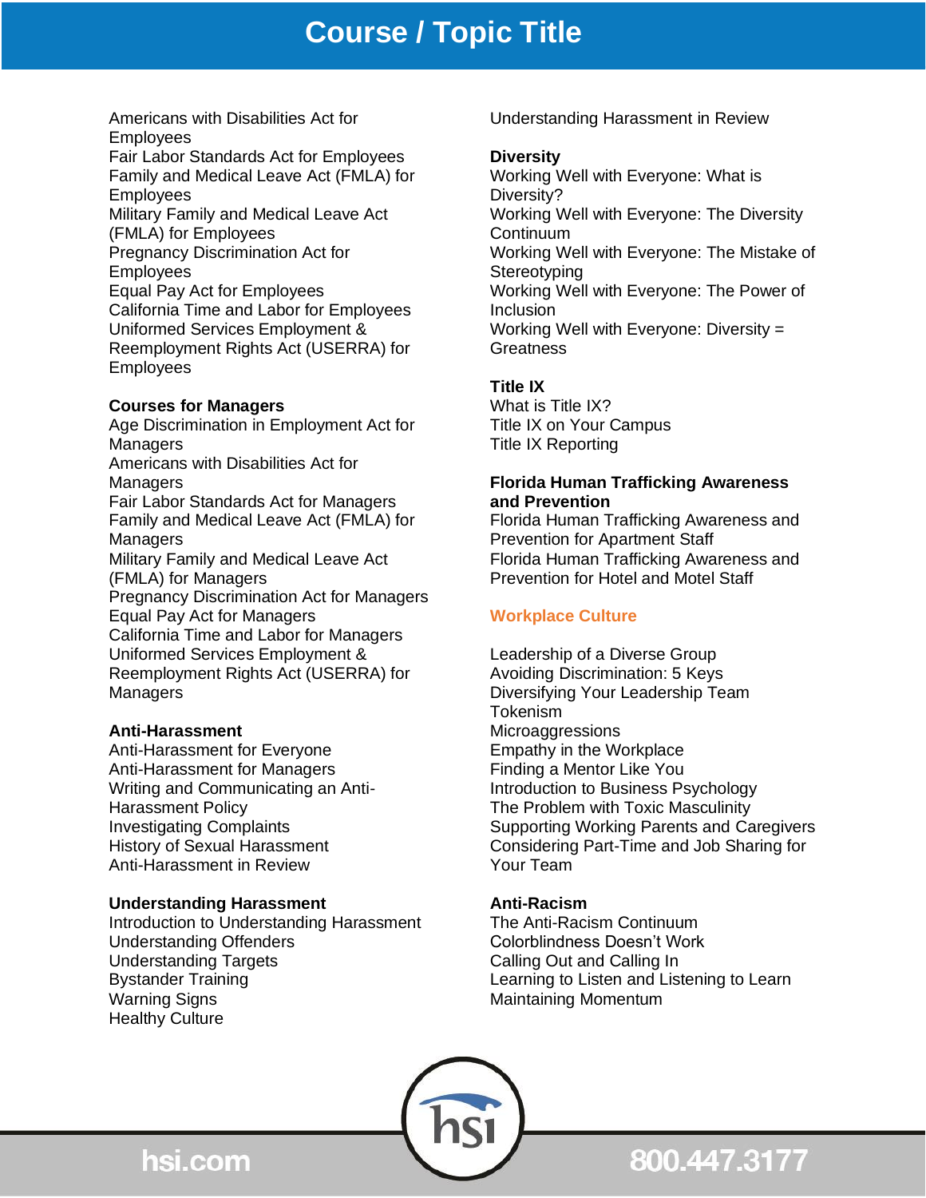# Course / Topic Title

Americans with Disabilities Act for Employees
Fair Labor Standards Act for Employees
Family and Medical Leave Act (FMLA) for Employees
Military Family and Medical Leave Act (FMLA) for Employees
Pregnancy Discrimination Act for Employees
Equal Pay Act for Employees
California Time and Labor for Employees
Uniformed Services Employment & Reemployment Rights Act (USERRA) for Employees

**Courses for Managers**
Age Discrimination in Employment Act for Managers
Americans with Disabilities Act for Managers
Fair Labor Standards Act for Managers
Family and Medical Leave Act (FMLA) for Managers
Military Family and Medical Leave Act (FMLA) for Managers
Pregnancy Discrimination Act for Managers
Equal Pay Act for Managers
California Time and Labor for Managers
Uniformed Services Employment & Reemployment Rights Act (USERRA) for Managers

**Anti-Harassment**
Anti-Harassment for Everyone
Anti-Harassment for Managers
Writing and Communicating an Anti-Harassment Policy
Investigating Complaints
History of Sexual Harassment
Anti-Harassment in Review

**Understanding Harassment**
Introduction to Understanding Harassment
Understanding Offenders
Understanding Targets
Bystander Training
Warning Signs
Healthy Culture
Understanding Harassment in Review

**Diversity**
Working Well with Everyone: What is Diversity?
Working Well with Everyone: The Diversity Continuum
Working Well with Everyone: The Mistake of Stereotyping
Working Well with Everyone: The Power of Inclusion
Working Well with Everyone: Diversity = Greatness

**Title IX**
What is Title IX?
Title IX on Your Campus
Title IX Reporting

**Florida Human Trafficking Awareness and Prevention**
Florida Human Trafficking Awareness and Prevention for Apartment Staff
Florida Human Trafficking Awareness and Prevention for Hotel and Motel Staff

**Workplace Culture**

Leadership of a Diverse Group
Avoiding Discrimination: 5 Keys
Diversifying Your Leadership Team
Tokenism
Microaggressions
Empathy in the Workplace
Finding a Mentor Like You
Introduction to Business Psychology
The Problem with Toxic Masculinity
Supporting Working Parents and Caregivers
Considering Part-Time and Job Sharing for Your Team

**Anti-Racism**
The Anti-Racism Continuum
Colorblindness Doesn't Work
Calling Out and Calling In
Learning to Listen and Listening to Learn
Maintaining Momentum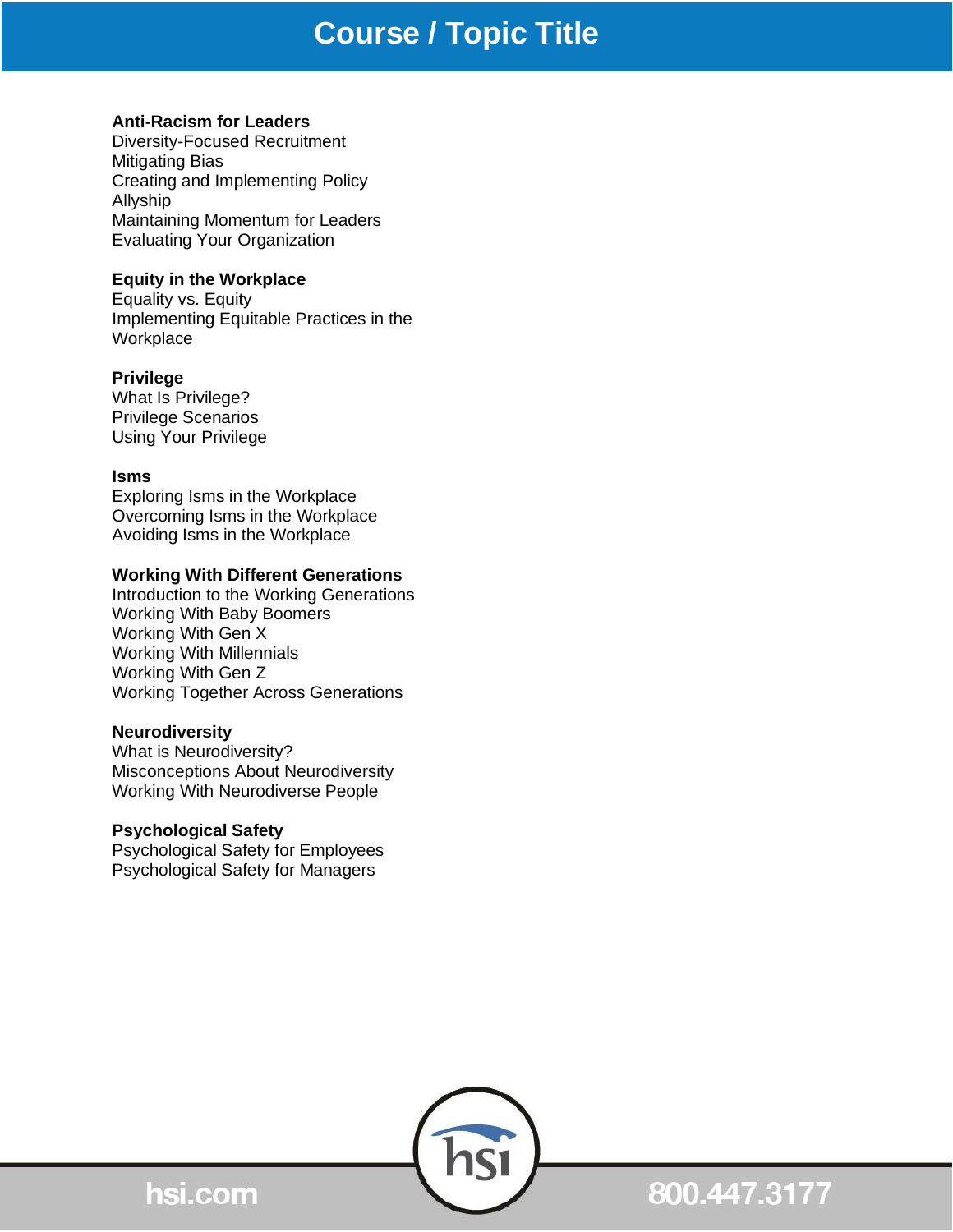# Course / Topic Title

**Anti-Racism for Leaders**
Diversity-Focused Recruitment
Mitigating Bias
Creating and Implementing Policy
Allyship
Maintaining Momentum for Leaders
Evaluating Your Organization

**Equity in the Workplace**
Equality vs. Equity
Implementing Equitable Practices in the Workplace

**Privilege**
What Is Privilege?
Privilege Scenarios
Using Your Privilege

**Isms**
Exploring Isms in the Workplace
Overcoming Isms in the Workplace
Avoiding Isms in the Workplace

**Working With Different Generations**
Introduction to the Working Generations
Working With Baby Boomers
Working With Gen X
Working With Millennials
Working With Gen Z
Working Together Across Generations

**Neurodiversity**
What is Neurodiversity?
Misconceptions About Neurodiversity
Working With Neurodiverse People

**Psychological Safety**
Psychological Safety for Employees
Psychological Safety for Managers